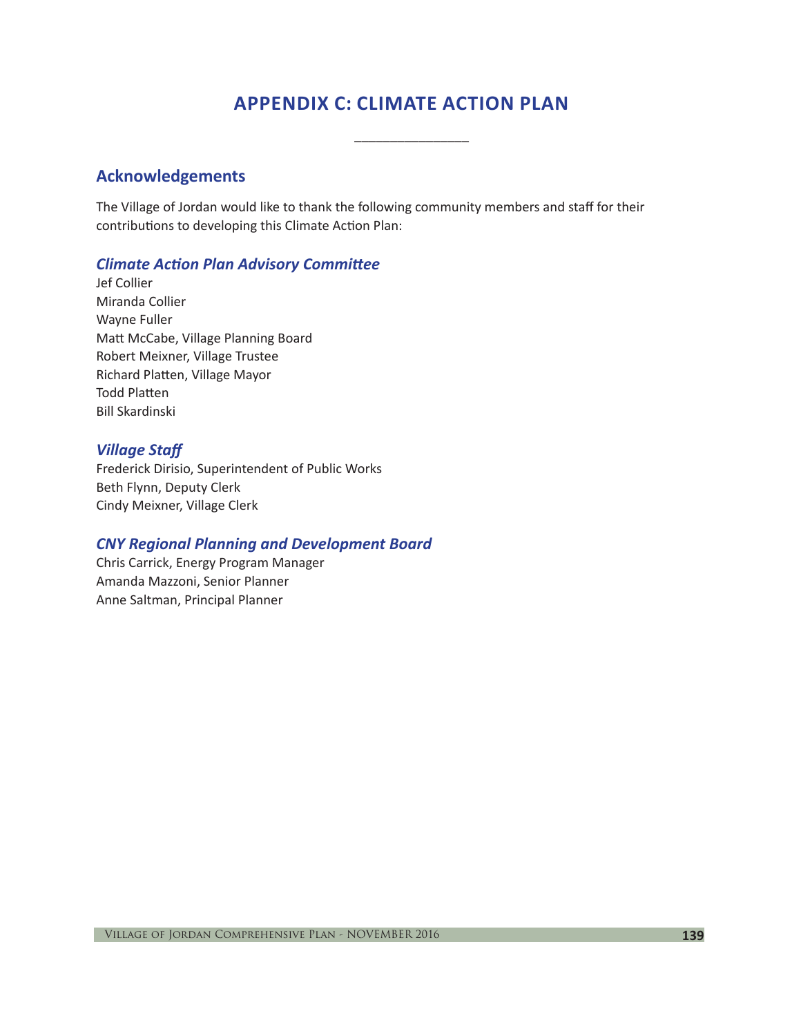# APPENDIX C: CLIMATE ACTION PLAN

## Acknowledgements

The Village of Jordan would like to thank the following community members and staff for their contributions to developing this Climate Action Plan:

### *Climate Action Plan Advisory Committee*

Jef Collier
Miranda Collier
Wayne Fuller
Matt McCabe, Village Planning Board
Robert Meixner, Village Trustee
Richard Platten, Village Mayor
Todd Platten
Bill Skardinski

### *Village Staff*

Frederick Dirisio, Superintendent of Public Works
Beth Flynn, Deputy Clerk
Cindy Meixner, Village Clerk

### *CNY Regional Planning and Development Board*

Chris Carrick, Energy Program Manager
Amanda Mazzoni, Senior Planner
Anne Saltman, Principal Planner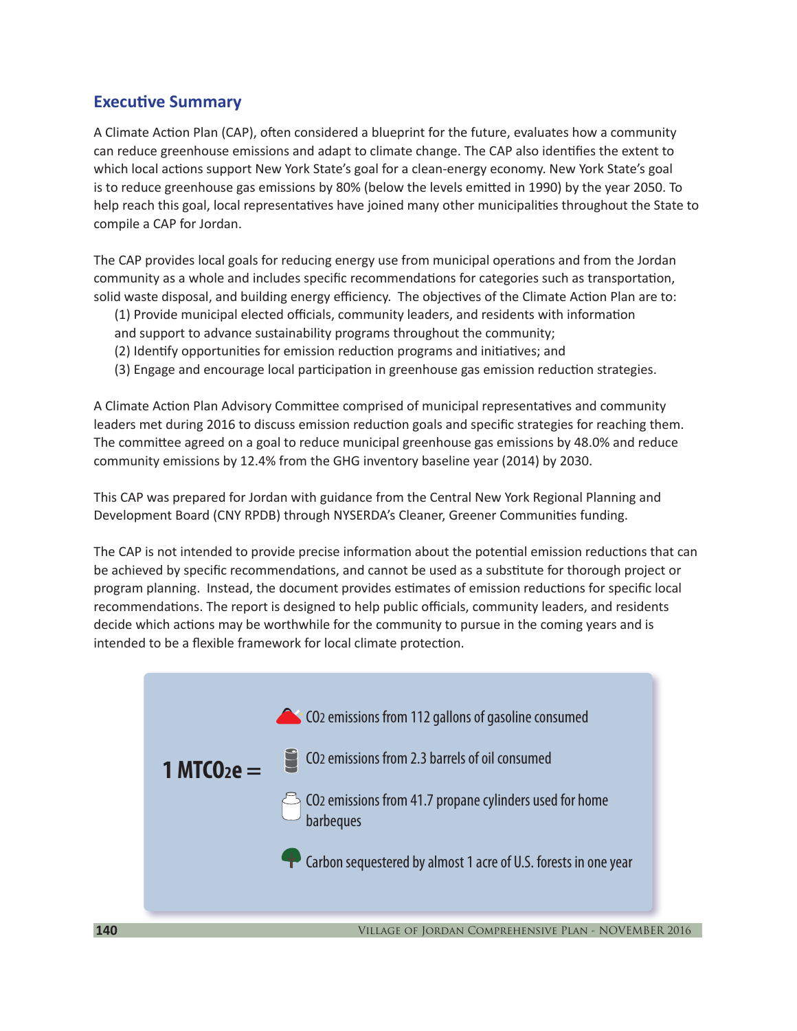## Executive Summary

A Climate Action Plan (CAP), often considered a blueprint for the future, evaluates how a community can reduce greenhouse emissions and adapt to climate change. The CAP also identifies the extent to which local actions support New York State's goal for a clean-energy economy. New York State's goal is to reduce greenhouse gas emissions by 80% (below the levels emitted in 1990) by the year 2050. To help reach this goal, local representatives have joined many other municipalities throughout the State to compile a CAP for Jordan.

The CAP provides local goals for reducing energy use from municipal operations and from the Jordan community as a whole and includes specific recommendations for categories such as transportation, solid waste disposal, and building energy efficiency. The objectives of the Climate Action Plan are to:

(1) Provide municipal elected officials, community leaders, and residents with information and support to advance sustainability programs throughout the community;
(2) Identify opportunities for emission reduction programs and initiatives; and
(3) Engage and encourage local participation in greenhouse gas emission reduction strategies.

A Climate Action Plan Advisory Committee comprised of municipal representatives and community leaders met during 2016 to discuss emission reduction goals and specific strategies for reaching them. The committee agreed on a goal to reduce municipal greenhouse gas emissions by 48.0% and reduce community emissions by 12.4% from the GHG inventory baseline year (2014) by 2030.

This CAP was prepared for Jordan with guidance from the Central New York Regional Planning and Development Board (CNY RPDB) through NYSERDA's Cleaner, Greener Communities funding.

The CAP is not intended to provide precise information about the potential emission reductions that can be achieved by specific recommendations, and cannot be used as a substitute for thorough project or program planning. Instead, the document provides estimates of emission reductions for specific local recommendations. The report is designed to help public officials, community leaders, and residents decide which actions may be worthwhile for the community to pursue in the coming years and is intended to be a flexible framework for local climate protection.

**1 $MTCO_2e$ =**

- $CO_2$ emissions from 112 gallons of gasoline consumed
- $CO_2$ emissions from 2.3 barrels of oil consumed
- $CO_2$ emissions from 41.7 propane cylinders used for home barbeques
- Carbon sequestered by almost 1 acre of U.S. forests in one year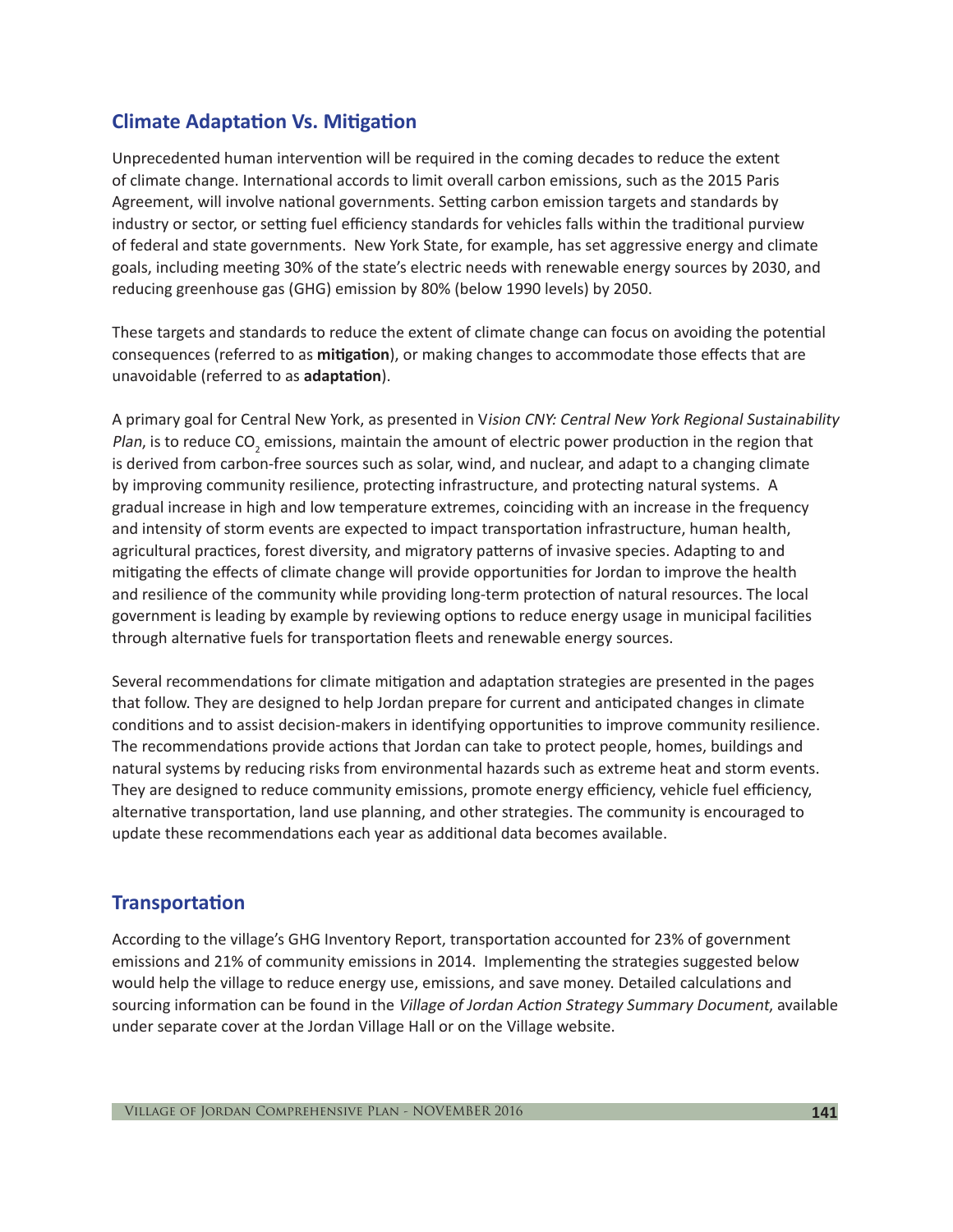## Climate Adaptation Vs. Mitigation

Unprecedented human intervention will be required in the coming decades to reduce the extent of climate change. International accords to limit overall carbon emissions, such as the 2015 Paris Agreement, will involve national governments. Setting carbon emission targets and standards by industry or sector, or setting fuel efficiency standards for vehicles falls within the traditional purview of federal and state governments. New York State, for example, has set aggressive energy and climate goals, including meeting 30% of the state's electric needs with renewable energy sources by 2030, and reducing greenhouse gas (GHG) emission by 80% (below 1990 levels) by 2050.

These targets and standards to reduce the extent of climate change can focus on avoiding the potential consequences (referred to as **mitigation**), or making changes to accommodate those effects that are unavoidable (referred to as **adaptation**).

A primary goal for Central New York, as presented in *Vision CNY: Central New York Regional Sustainability Plan*, is to reduce $CO_2$ emissions, maintain the amount of electric power production in the region that is derived from carbon-free sources such as solar, wind, and nuclear, and adapt to a changing climate by improving community resilience, protecting infrastructure, and protecting natural systems. A gradual increase in high and low temperature extremes, coinciding with an increase in the frequency and intensity of storm events are expected to impact transportation infrastructure, human health, agricultural practices, forest diversity, and migratory patterns of invasive species. Adapting to and mitigating the effects of climate change will provide opportunities for Jordan to improve the health and resilience of the community while providing long-term protection of natural resources. The local government is leading by example by reviewing options to reduce energy usage in municipal facilities through alternative fuels for transportation fleets and renewable energy sources.

Several recommendations for climate mitigation and adaptation strategies are presented in the pages that follow. They are designed to help Jordan prepare for current and anticipated changes in climate conditions and to assist decision-makers in identifying opportunities to improve community resilience. The recommendations provide actions that Jordan can take to protect people, homes, buildings and natural systems by reducing risks from environmental hazards such as extreme heat and storm events. They are designed to reduce community emissions, promote energy efficiency, vehicle fuel efficiency, alternative transportation, land use planning, and other strategies. The community is encouraged to update these recommendations each year as additional data becomes available.

## Transportation

According to the village's GHG Inventory Report, transportation accounted for 23% of government emissions and 21% of community emissions in 2014. Implementing the strategies suggested below would help the village to reduce energy use, emissions, and save money. Detailed calculations and sourcing information can be found in the *Village of Jordan Action Strategy Summary Document*, available under separate cover at the Jordan Village Hall or on the Village website.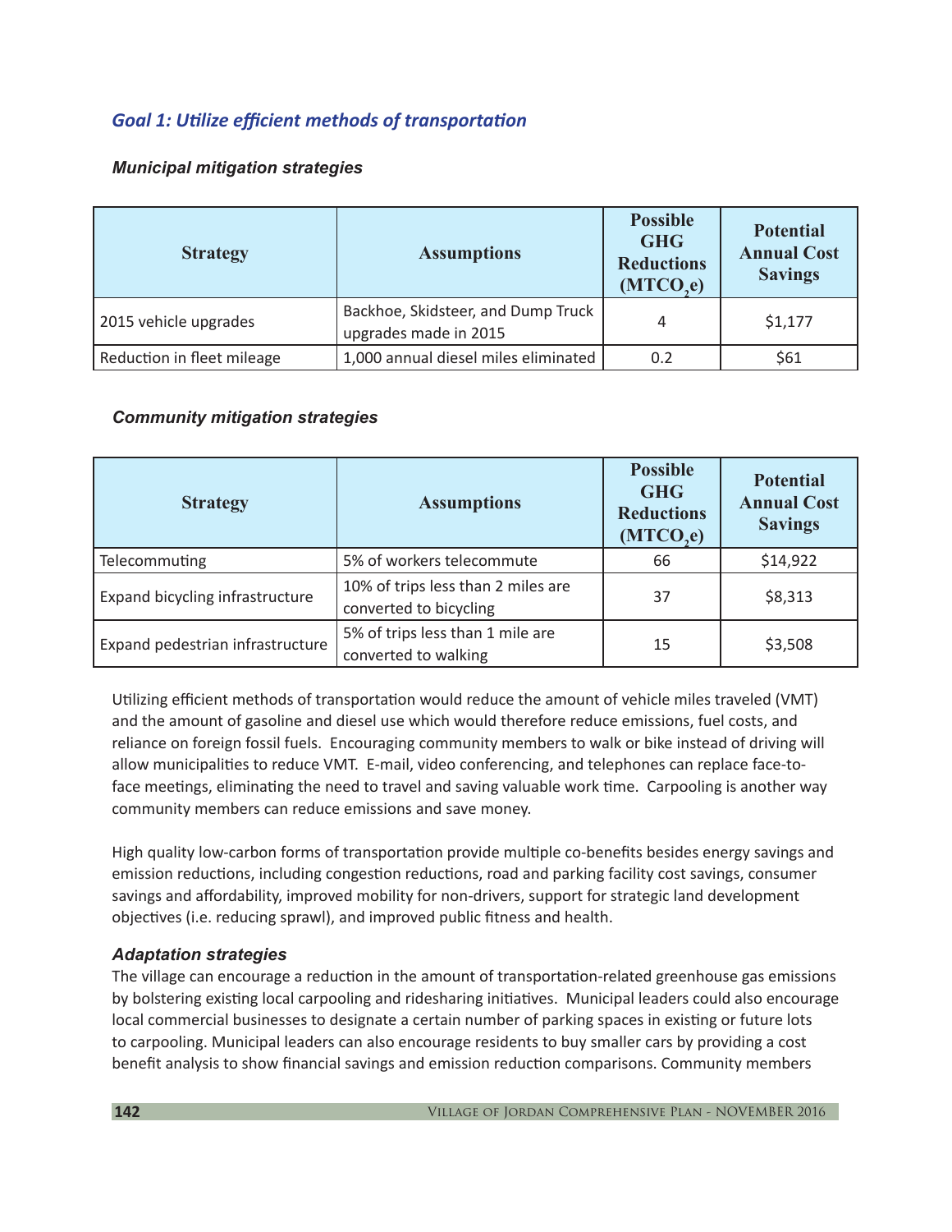## Goal 1: Utilize efficient methods of transportation

### Municipal mitigation strategies

| Strategy | Assumptions | Possible GHG Reductions ($MTCO_2e$) | Potential Annual Cost Savings |
|---|---|---|---|
| 2015 vehicle upgrades | Backhoe, Skidsteer, and Dump Truck upgrades made in 2015 | 4 | $1,177 |
| Reduction in fleet mileage | 1,000 annual diesel miles eliminated | 0.2 | $61 |

### Community mitigation strategies

| Strategy | Assumptions | Possible GHG Reductions ($MTCO_2e$) | Potential Annual Cost Savings |
|---|---|---|---|
| Telecommuting | 5% of workers telecommute | 66 | $14,922 |
| Expand bicycling infrastructure | 10% of trips less than 2 miles are converted to bicycling | 37 | $8,313 |
| Expand pedestrian infrastructure | 5% of trips less than 1 mile are converted to walking | 15 | $3,508 |

Utilizing efficient methods of transportation would reduce the amount of vehicle miles traveled (VMT) and the amount of gasoline and diesel use which would therefore reduce emissions, fuel costs, and reliance on foreign fossil fuels. Encouraging community members to walk or bike instead of driving will allow municipalities to reduce VMT. E-mail, video conferencing, and telephones can replace face-to-face meetings, eliminating the need to travel and saving valuable work time. Carpooling is another way community members can reduce emissions and save money.

High quality low-carbon forms of transportation provide multiple co-benefits besides energy savings and emission reductions, including congestion reductions, road and parking facility cost savings, consumer savings and affordability, improved mobility for non-drivers, support for strategic land development objectives (i.e. reducing sprawl), and improved public fitness and health.

### Adaptation strategies

The village can encourage a reduction in the amount of transportation-related greenhouse gas emissions by bolstering existing local carpooling and ridesharing initiatives. Municipal leaders could also encourage local commercial businesses to designate a certain number of parking spaces in existing or future lots to carpooling. Municipal leaders can also encourage residents to buy smaller cars by providing a cost benefit analysis to show financial savings and emission reduction comparisons. Community members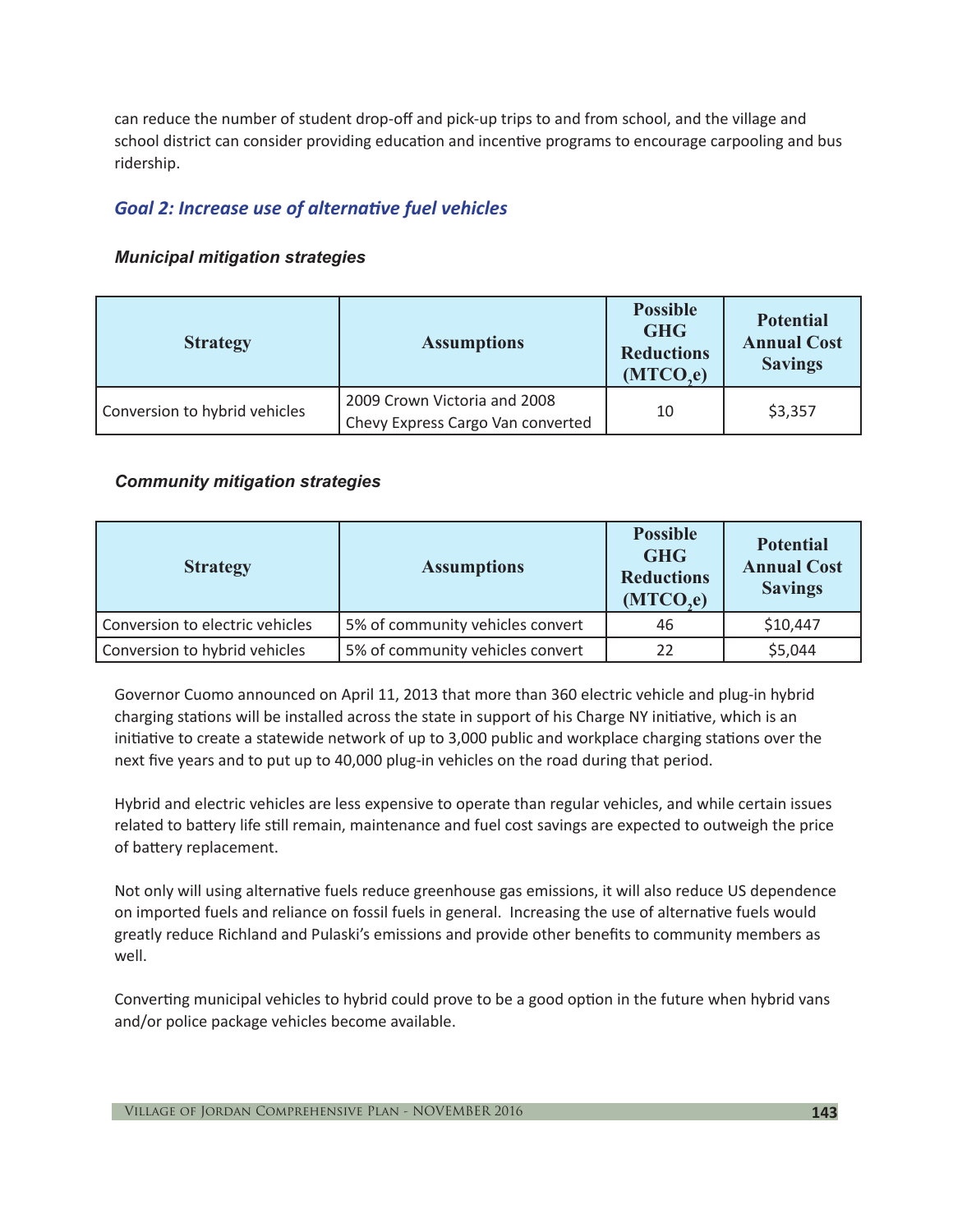can reduce the number of student drop-off and pick-up trips to and from school, and the village and school district can consider providing education and incentive programs to encourage carpooling and bus ridership.

## *Goal 2: Increase use of alternative fuel vehicles*

#### *Municipal mitigation strategies*

| Strategy | Assumptions | Possible GHG Reductions ($MTCO_2e$) | Potential Annual Cost Savings |
|---|---|---|---|
| Conversion to hybrid vehicles | 2009 Crown Victoria and 2008 Chevy Express Cargo Van converted | 10 | $3,357 |

#### *Community mitigation strategies*

| Strategy | Assumptions | Possible GHG Reductions ($MTCO_2e$) | Potential Annual Cost Savings |
|---|---|---|---|
| Conversion to electric vehicles | 5% of community vehicles convert | 46 | $10,447 |
| Conversion to hybrid vehicles | 5% of community vehicles convert | 22 | $5,044 |

Governor Cuomo announced on April 11, 2013 that more than 360 electric vehicle and plug-in hybrid charging stations will be installed across the state in support of his Charge NY initiative, which is an initiative to create a statewide network of up to 3,000 public and workplace charging stations over the next five years and to put up to 40,000 plug-in vehicles on the road during that period.

Hybrid and electric vehicles are less expensive to operate than regular vehicles, and while certain issues related to battery life still remain, maintenance and fuel cost savings are expected to outweigh the price of battery replacement.

Not only will using alternative fuels reduce greenhouse gas emissions, it will also reduce US dependence on imported fuels and reliance on fossil fuels in general. Increasing the use of alternative fuels would greatly reduce Richland and Pulaski's emissions and provide other benefits to community members as well.

Converting municipal vehicles to hybrid could prove to be a good option in the future when hybrid vans and/or police package vehicles become available.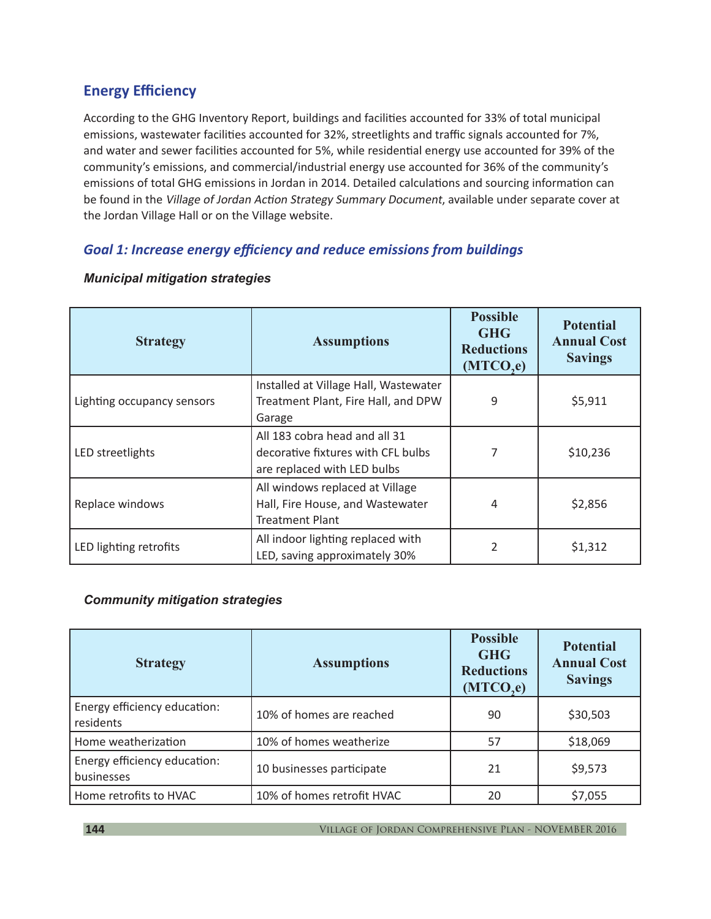## Energy Efficiency

According to the GHG Inventory Report, buildings and facilities accounted for 33% of total municipal emissions, wastewater facilities accounted for 32%, streetlights and traffic signals accounted for 7%, and water and sewer facilities accounted for 5%, while residential energy use accounted for 39% of the community's emissions, and commercial/industrial energy use accounted for 36% of the community's emissions of total GHG emissions in Jordan in 2014. Detailed calculations and sourcing information can be found in the *Village of Jordan Action Strategy Summary Document*, available under separate cover at the Jordan Village Hall or on the Village website.

### *Goal 1: Increase energy efficiency and reduce emissions from buildings*

#### *Municipal mitigation strategies*

| Strategy | Assumptions | Possible GHG Reductions ($MTCO_2e$) | Potential Annual Cost Savings |
|---|---|---|---|
| Lighting occupancy sensors | Installed at Village Hall, Wastewater Treatment Plant, Fire Hall, and DPW Garage | 9 | $5,911 |
| LED streetlights | All 183 cobra head and all 31 decorative fixtures with CFL bulbs are replaced with LED bulbs | 7 | $10,236 |
| Replace windows | All windows replaced at Village Hall, Fire House, and Wastewater Treatment Plant | 4 | $2,856 |
| LED lighting retrofits | All indoor lighting replaced with LED, saving approximately 30% | 2 | $1,312 |

#### *Community mitigation strategies*

| Strategy | Assumptions | Possible GHG Reductions ($MTCO_2e$) | Potential Annual Cost Savings |
|---|---|---|---|
| Energy efficiency education: residents | 10% of homes are reached | 90 | $30,503 |
| Home weatherization | 10% of homes weatherize | 57 | $18,069 |
| Energy efficiency education: businesses | 10 businesses participate | 21 | $9,573 |
| Home retrofits to HVAC | 10% of homes retrofit HVAC | 20 | $7,055 |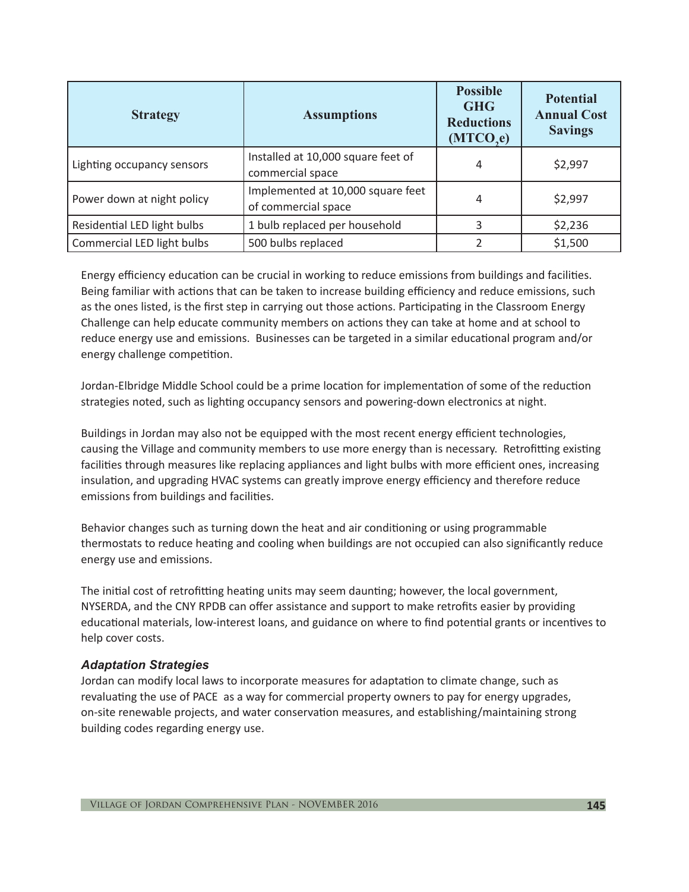| Strategy | Assumptions | Possible GHG Reductions ($MTCO_2e$) | Potential Annual Cost Savings |
|---|---|---|---|
| Lighting occupancy sensors | Installed at 10,000 square feet of commercial space | 4 | $2,997 |
| Power down at night policy | Implemented at 10,000 square feet of commercial space | 4 | $2,997 |
| Residential LED light bulbs | 1 bulb replaced per household | 3 | $2,236 |
| Commercial LED light bulbs | 500 bulbs replaced | 2 | $1,500 |

Energy efficiency education can be crucial in working to reduce emissions from buildings and facilities. Being familiar with actions that can be taken to increase building efficiency and reduce emissions, such as the ones listed, is the first step in carrying out those actions. Participating in the Classroom Energy Challenge can help educate community members on actions they can take at home and at school to reduce energy use and emissions. Businesses can be targeted in a similar educational program and/or energy challenge competition.

Jordan-Elbridge Middle School could be a prime location for implementation of some of the reduction strategies noted, such as lighting occupancy sensors and powering-down electronics at night.

Buildings in Jordan may also not be equipped with the most recent energy efficient technologies, causing the Village and community members to use more energy than is necessary. Retrofitting existing facilities through measures like replacing appliances and light bulbs with more efficient ones, increasing insulation, and upgrading HVAC systems can greatly improve energy efficiency and therefore reduce emissions from buildings and facilities.

Behavior changes such as turning down the heat and air conditioning or using programmable thermostats to reduce heating and cooling when buildings are not occupied can also significantly reduce energy use and emissions.

The initial cost of retrofitting heating units may seem daunting; however, the local government, NYSERDA, and the CNY RPDB can offer assistance and support to make retrofits easier by providing educational materials, low-interest loans, and guidance on where to find potential grants or incentives to help cover costs.

### *Adaptation Strategies*

Jordan can modify local laws to incorporate measures for adaptation to climate change, such as revaluating the use of PACE as a way for commercial property owners to pay for energy upgrades, on-site renewable projects, and water conservation measures, and establishing/maintaining strong building codes regarding energy use.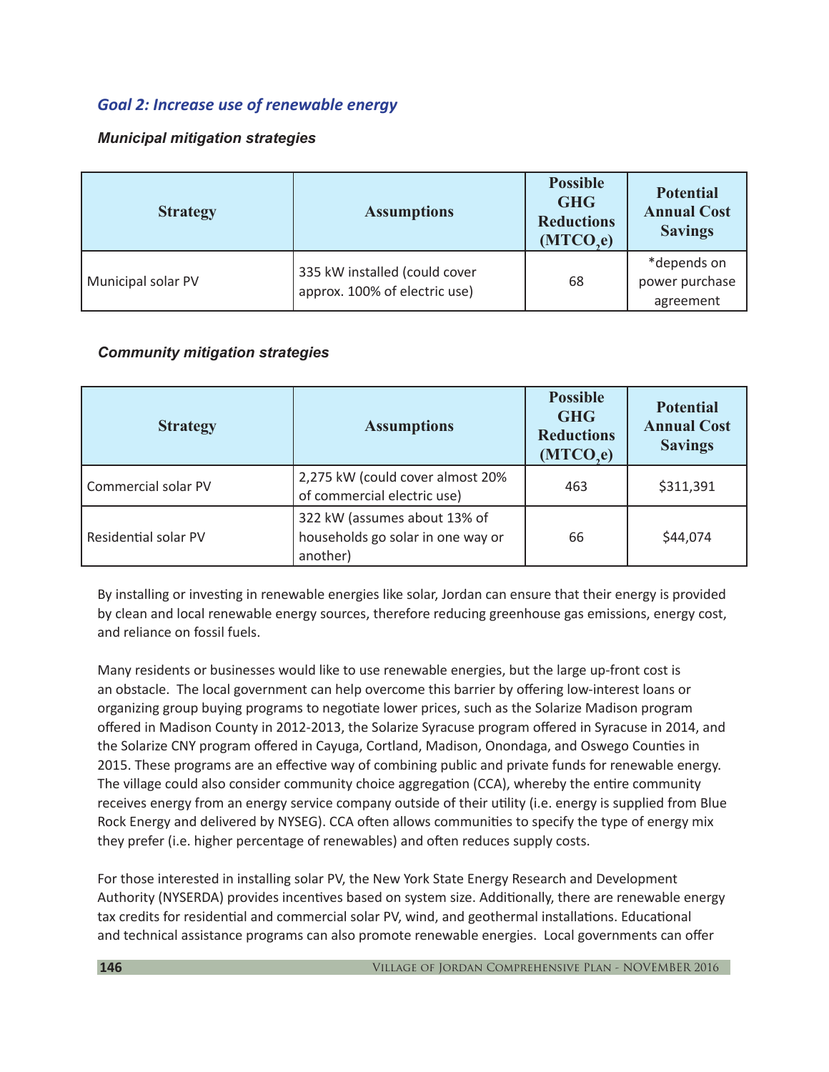## *Goal 2: Increase use of renewable energy*

#### *Municipal mitigation strategies*

| Strategy | Assumptions | Possible GHG Reductions ($MTCO_2e$) | Potential Annual Cost Savings |
|---|---|---|---|
| Municipal solar PV | 335 kW installed (could cover approx. 100% of electric use) | 68 | *depends on power purchase agreement |

#### *Community mitigation strategies*

| Strategy | Assumptions | Possible GHG Reductions ($MTCO_2e$) | Potential Annual Cost Savings |
|---|---|---|---|
| Commercial solar PV | 2,275 kW (could cover almost 20% of commercial electric use) | 463 | $311,391 |
| Residential solar PV | 322 kW (assumes about 13% of households go solar in one way or another) | 66 | $44,074 |

By installing or investing in renewable energies like solar, Jordan can ensure that their energy is provided by clean and local renewable energy sources, therefore reducing greenhouse gas emissions, energy cost, and reliance on fossil fuels.

Many residents or businesses would like to use renewable energies, but the large up-front cost is an obstacle. The local government can help overcome this barrier by offering low-interest loans or organizing group buying programs to negotiate lower prices, such as the Solarize Madison program offered in Madison County in 2012-2013, the Solarize Syracuse program offered in Syracuse in 2014, and the Solarize CNY program offered in Cayuga, Cortland, Madison, Onondaga, and Oswego Counties in 2015. These programs are an effective way of combining public and private funds for renewable energy. The village could also consider community choice aggregation (CCA), whereby the entire community receives energy from an energy service company outside of their utility (i.e. energy is supplied from Blue Rock Energy and delivered by NYSEG). CCA often allows communities to specify the type of energy mix they prefer (i.e. higher percentage of renewables) and often reduces supply costs.

For those interested in installing solar PV, the New York State Energy Research and Development Authority (NYSERDA) provides incentives based on system size. Additionally, there are renewable energy tax credits for residential and commercial solar PV, wind, and geothermal installations. Educational and technical assistance programs can also promote renewable energies. Local governments can offer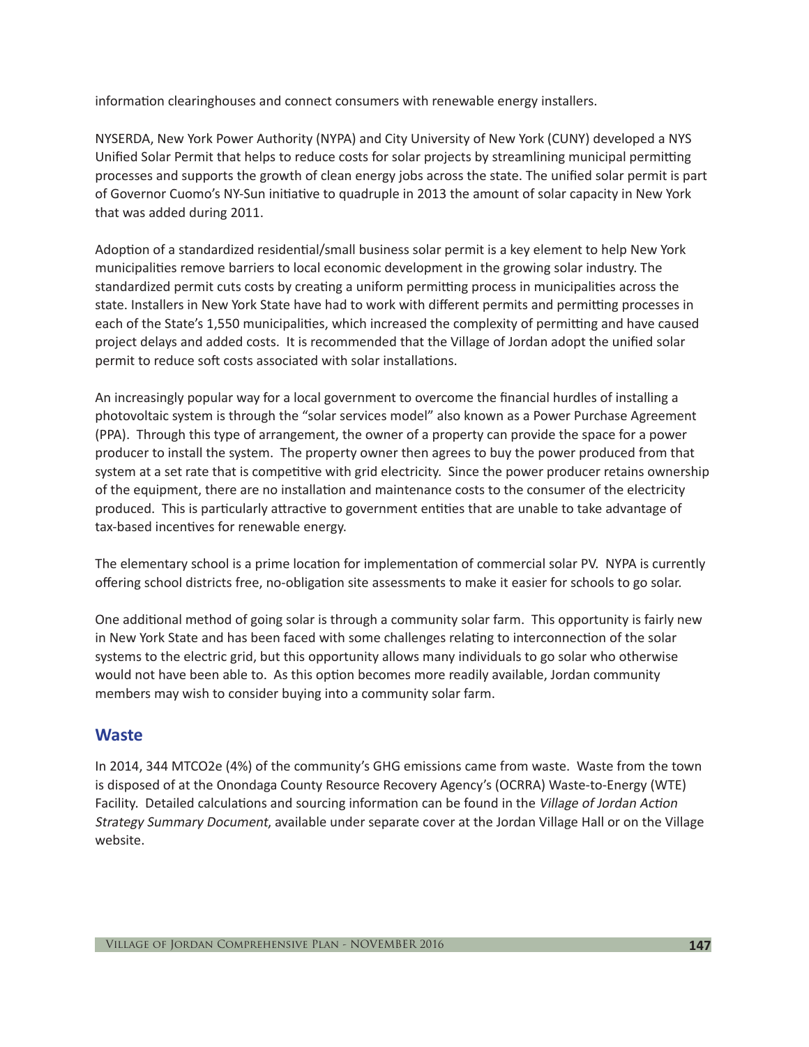information clearinghouses and connect consumers with renewable energy installers.

NYSERDA, New York Power Authority (NYPA) and City University of New York (CUNY) developed a NYS Unified Solar Permit that helps to reduce costs for solar projects by streamlining municipal permitting processes and supports the growth of clean energy jobs across the state. The unified solar permit is part of Governor Cuomo's NY-Sun initiative to quadruple in 2013 the amount of solar capacity in New York that was added during 2011.

Adoption of a standardized residential/small business solar permit is a key element to help New York municipalities remove barriers to local economic development in the growing solar industry. The standardized permit cuts costs by creating a uniform permitting process in municipalities across the state. Installers in New York State have had to work with different permits and permitting processes in each of the State's 1,550 municipalities, which increased the complexity of permitting and have caused project delays and added costs. It is recommended that the Village of Jordan adopt the unified solar permit to reduce soft costs associated with solar installations.

An increasingly popular way for a local government to overcome the financial hurdles of installing a photovoltaic system is through the "solar services model" also known as a Power Purchase Agreement (PPA). Through this type of arrangement, the owner of a property can provide the space for a power producer to install the system. The property owner then agrees to buy the power produced from that system at a set rate that is competitive with grid electricity. Since the power producer retains ownership of the equipment, there are no installation and maintenance costs to the consumer of the electricity produced. This is particularly attractive to government entities that are unable to take advantage of tax-based incentives for renewable energy.

The elementary school is a prime location for implementation of commercial solar PV. NYPA is currently offering school districts free, no-obligation site assessments to make it easier for schools to go solar.

One additional method of going solar is through a community solar farm. This opportunity is fairly new in New York State and has been faced with some challenges relating to interconnection of the solar systems to the electric grid, but this opportunity allows many individuals to go solar who otherwise would not have been able to. As this option becomes more readily available, Jordan community members may wish to consider buying into a community solar farm.

## Waste

In 2014, 344 MTCO2e (4%) of the community's GHG emissions came from waste. Waste from the town is disposed of at the Onondaga County Resource Recovery Agency's (OCRRA) Waste-to-Energy (WTE) Facility. Detailed calculations and sourcing information can be found in the *Village of Jordan Action Strategy Summary Document*, available under separate cover at the Jordan Village Hall or on the Village website.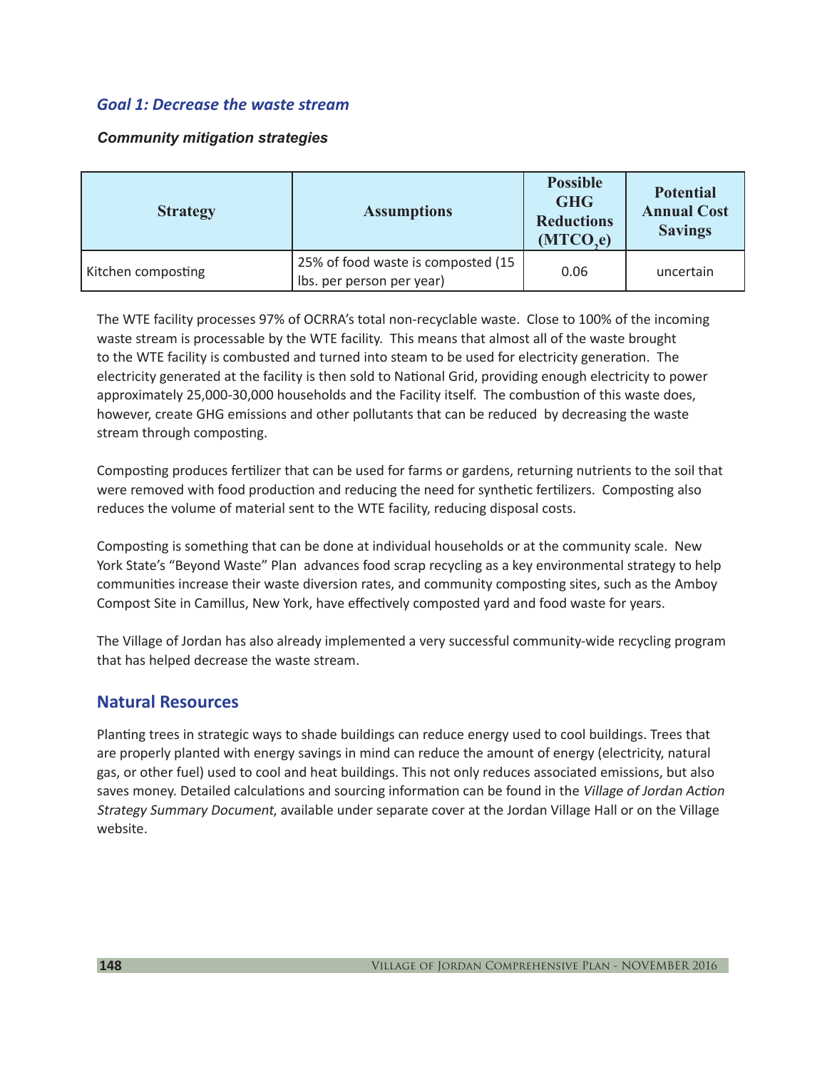### *Goal 1: Decrease the waste stream*

#### *Community mitigation strategies*

| Strategy | Assumptions | Possible GHG Reductions ($MTCO_2e$) | Potential Annual Cost Savings |
|---|---|---|---|
| Kitchen composting | 25% of food waste is composted (15 lbs. per person per year) | 0.06 | uncertain |

The WTE facility processes 97% of OCRRA's total non-recyclable waste. Close to 100% of the incoming waste stream is processable by the WTE facility. This means that almost all of the waste brought to the WTE facility is combusted and turned into steam to be used for electricity generation. The electricity generated at the facility is then sold to National Grid, providing enough electricity to power approximately 25,000-30,000 households and the Facility itself. The combustion of this waste does, however, create GHG emissions and other pollutants that can be reduced by decreasing the waste stream through composting.

Composting produces fertilizer that can be used for farms or gardens, returning nutrients to the soil that were removed with food production and reducing the need for synthetic fertilizers. Composting also reduces the volume of material sent to the WTE facility, reducing disposal costs.

Composting is something that can be done at individual households or at the community scale. New York State's "Beyond Waste" Plan advances food scrap recycling as a key environmental strategy to help communities increase their waste diversion rates, and community composting sites, such as the Amboy Compost Site in Camillus, New York, have effectively composted yard and food waste for years.

The Village of Jordan has also already implemented a very successful community-wide recycling program that has helped decrease the waste stream.

## Natural Resources

Planting trees in strategic ways to shade buildings can reduce energy used to cool buildings. Trees that are properly planted with energy savings in mind can reduce the amount of energy (electricity, natural gas, or other fuel) used to cool and heat buildings. This not only reduces associated emissions, but also saves money. Detailed calculations and sourcing information can be found in the *Village of Jordan Action Strategy Summary Document*, available under separate cover at the Jordan Village Hall or on the Village website.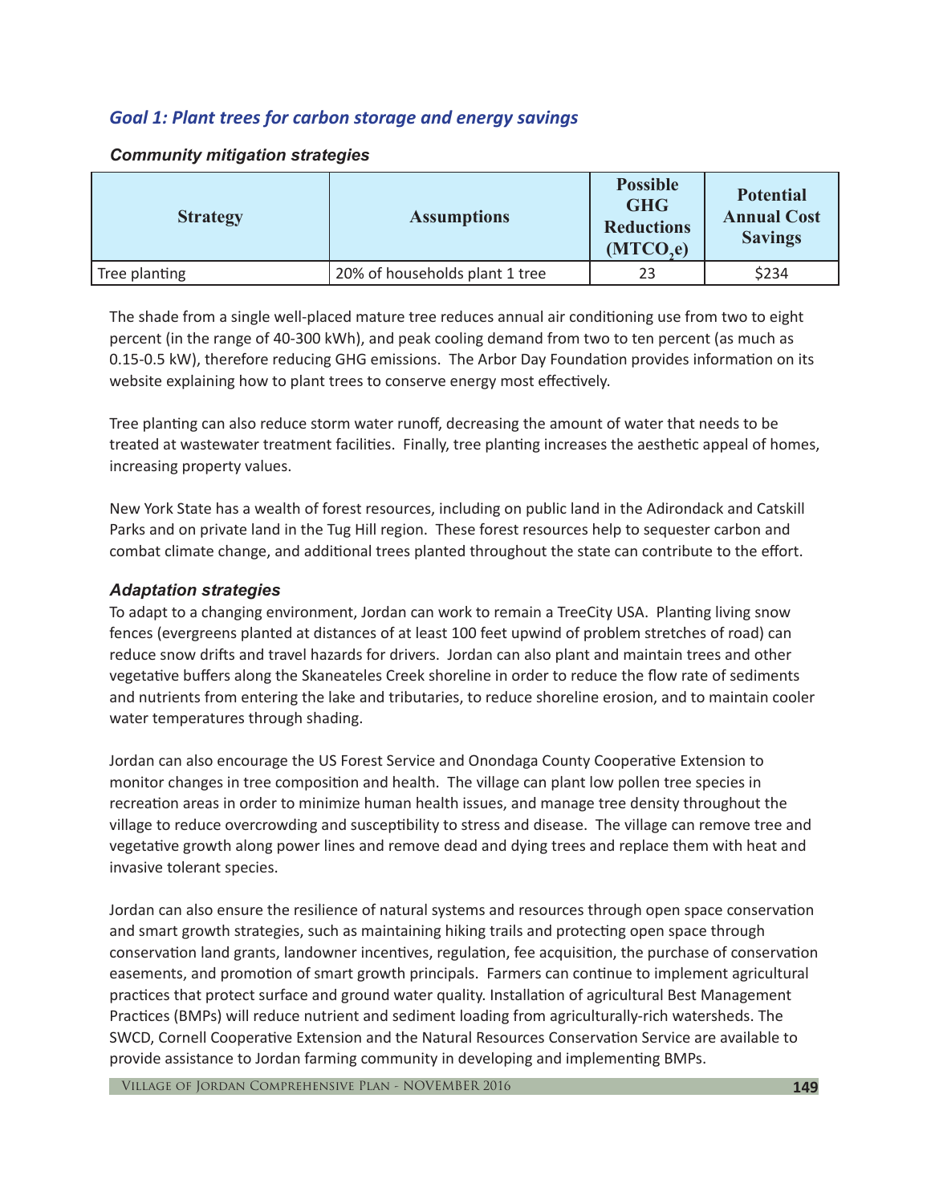## *Goal 1: Plant trees for carbon storage and energy savings*

### *Community mitigation strategies*

| Strategy | Assumptions | Possible GHG Reductions ($MTCO_2e$) | Potential Annual Cost Savings |
|---|---|---|---|
| Tree planting | 20% of households plant 1 tree | 23 | $234 |

The shade from a single well-placed mature tree reduces annual air conditioning use from two to eight percent (in the range of 40-300 kWh), and peak cooling demand from two to ten percent (as much as 0.15-0.5 kW), therefore reducing GHG emissions. The Arbor Day Foundation provides information on its website explaining how to plant trees to conserve energy most effectively.

Tree planting can also reduce storm water runoff, decreasing the amount of water that needs to be treated at wastewater treatment facilities. Finally, tree planting increases the aesthetic appeal of homes, increasing property values.

New York State has a wealth of forest resources, including on public land in the Adirondack and Catskill Parks and on private land in the Tug Hill region. These forest resources help to sequester carbon and combat climate change, and additional trees planted throughout the state can contribute to the effort.

### *Adaptation strategies*

To adapt to a changing environment, Jordan can work to remain a TreeCity USA. Planting living snow fences (evergreens planted at distances of at least 100 feet upwind of problem stretches of road) can reduce snow drifts and travel hazards for drivers. Jordan can also plant and maintain trees and other vegetative buffers along the Skaneateles Creek shoreline in order to reduce the flow rate of sediments and nutrients from entering the lake and tributaries, to reduce shoreline erosion, and to maintain cooler water temperatures through shading.

Jordan can also encourage the US Forest Service and Onondaga County Cooperative Extension to monitor changes in tree composition and health. The village can plant low pollen tree species in recreation areas in order to minimize human health issues, and manage tree density throughout the village to reduce overcrowding and susceptibility to stress and disease. The village can remove tree and vegetative growth along power lines and remove dead and dying trees and replace them with heat and invasive tolerant species.

Jordan can also ensure the resilience of natural systems and resources through open space conservation and smart growth strategies, such as maintaining hiking trails and protecting open space through conservation land grants, landowner incentives, regulation, fee acquisition, the purchase of conservation easements, and promotion of smart growth principals. Farmers can continue to implement agricultural practices that protect surface and ground water quality. Installation of agricultural Best Management Practices (BMPs) will reduce nutrient and sediment loading from agriculturally-rich watersheds. The SWCD, Cornell Cooperative Extension and the Natural Resources Conservation Service are available to provide assistance to Jordan farming community in developing and implementing BMPs.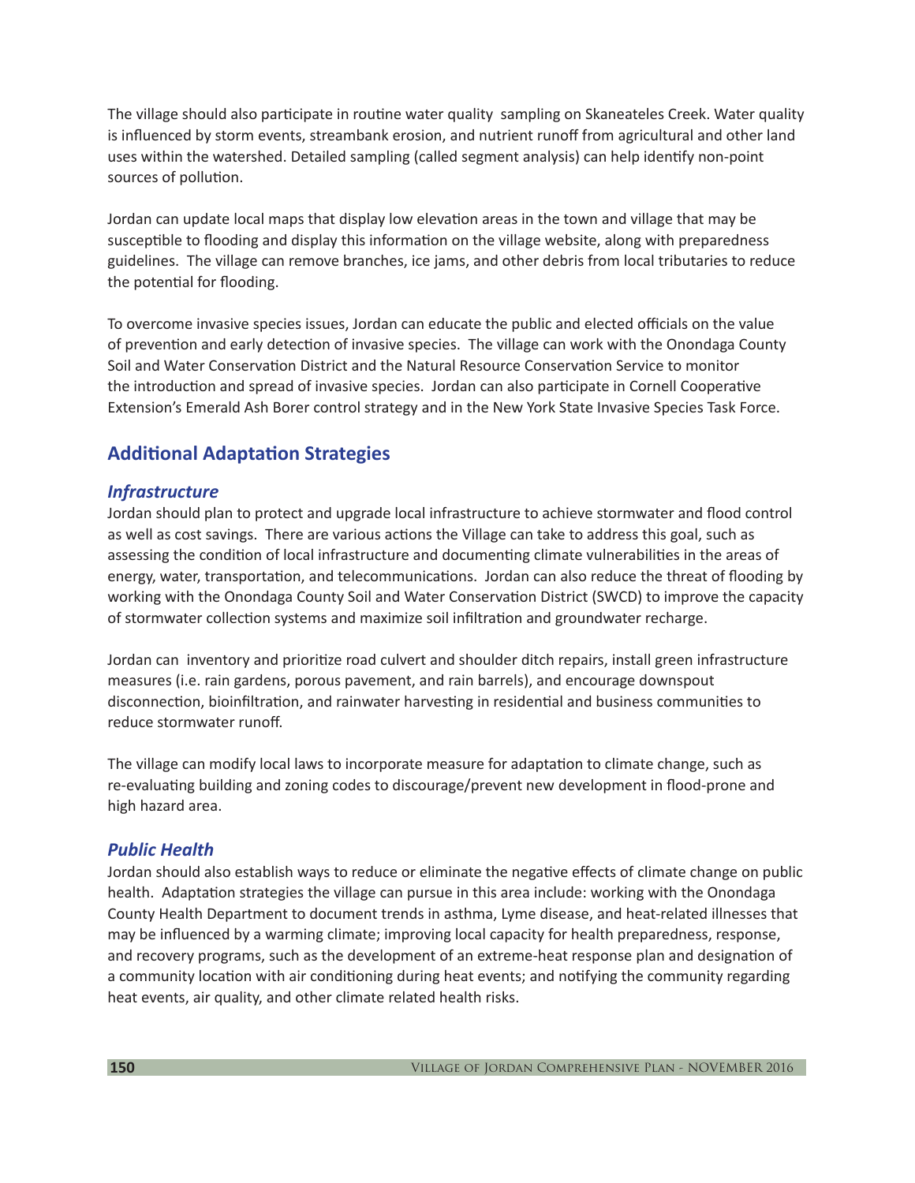The village should also participate in routine water quality  sampling on Skaneateles Creek. Water quality is influenced by storm events, streambank erosion, and nutrient runoff from agricultural and other land uses within the watershed. Detailed sampling (called segment analysis) can help identify non-point sources of pollution.

Jordan can update local maps that display low elevation areas in the town and village that may be susceptible to flooding and display this information on the village website, along with preparedness guidelines.  The village can remove branches, ice jams, and other debris from local tributaries to reduce the potential for flooding.

To overcome invasive species issues, Jordan can educate the public and elected officials on the value of prevention and early detection of invasive species.  The village can work with the Onondaga County Soil and Water Conservation District and the Natural Resource Conservation Service to monitor the introduction and spread of invasive species.  Jordan can also participate in Cornell Cooperative Extension's Emerald Ash Borer control strategy and in the New York State Invasive Species Task Force.

## Additional Adaptation Strategies

### *Infrastructure*

Jordan should plan to protect and upgrade local infrastructure to achieve stormwater and flood control as well as cost savings.  There are various actions the Village can take to address this goal, such as assessing the condition of local infrastructure and documenting climate vulnerabilities in the areas of energy, water, transportation, and telecommunications.  Jordan can also reduce the threat of flooding by working with the Onondaga County Soil and Water Conservation District (SWCD) to improve the capacity of stormwater collection systems and maximize soil infiltration and groundwater recharge.

Jordan can  inventory and prioritize road culvert and shoulder ditch repairs, install green infrastructure measures (i.e. rain gardens, porous pavement, and rain barrels), and encourage downspout disconnection, bioinfiltration, and rainwater harvesting in residential and business communities to reduce stormwater runoff.

The village can modify local laws to incorporate measure for adaptation to climate change, such as re-evaluating building and zoning codes to discourage/prevent new development in flood-prone and high hazard area.

### *Public Health*

Jordan should also establish ways to reduce or eliminate the negative effects of climate change on public health.  Adaptation strategies the village can pursue in this area include: working with the Onondaga County Health Department to document trends in asthma, Lyme disease, and heat-related illnesses that may be influenced by a warming climate; improving local capacity for health preparedness, response, and recovery programs, such as the development of an extreme-heat response plan and designation of a community location with air conditioning during heat events; and notifying the community regarding heat events, air quality, and other climate related health risks.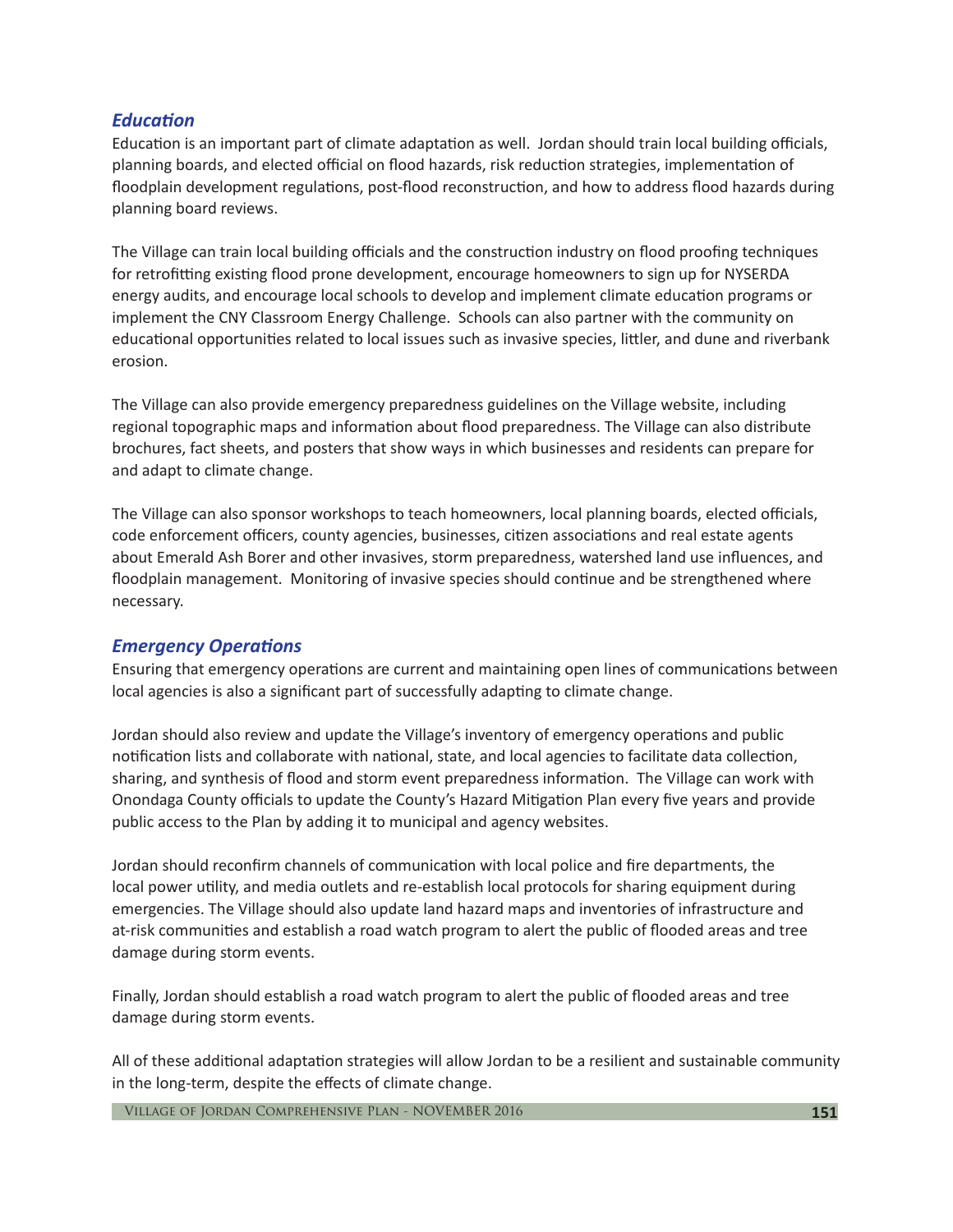### *Education*

Education is an important part of climate adaptation as well. Jordan should train local building officials, planning boards, and elected official on flood hazards, risk reduction strategies, implementation of floodplain development regulations, post-flood reconstruction, and how to address flood hazards during planning board reviews.

The Village can train local building officials and the construction industry on flood proofing techniques for retrofitting existing flood prone development, encourage homeowners to sign up for NYSERDA energy audits, and encourage local schools to develop and implement climate education programs or implement the CNY Classroom Energy Challenge. Schools can also partner with the community on educational opportunities related to local issues such as invasive species, littler, and dune and riverbank erosion.

The Village can also provide emergency preparedness guidelines on the Village website, including regional topographic maps and information about flood preparedness. The Village can also distribute brochures, fact sheets, and posters that show ways in which businesses and residents can prepare for and adapt to climate change.

The Village can also sponsor workshops to teach homeowners, local planning boards, elected officials, code enforcement officers, county agencies, businesses, citizen associations and real estate agents about Emerald Ash Borer and other invasives, storm preparedness, watershed land use influences, and floodplain management. Monitoring of invasive species should continue and be strengthened where necessary.

### *Emergency Operations*

Ensuring that emergency operations are current and maintaining open lines of communications between local agencies is also a significant part of successfully adapting to climate change.

Jordan should also review and update the Village's inventory of emergency operations and public notification lists and collaborate with national, state, and local agencies to facilitate data collection, sharing, and synthesis of flood and storm event preparedness information. The Village can work with Onondaga County officials to update the County's Hazard Mitigation Plan every five years and provide public access to the Plan by adding it to municipal and agency websites.

Jordan should reconfirm channels of communication with local police and fire departments, the local power utility, and media outlets and re-establish local protocols for sharing equipment during emergencies. The Village should also update land hazard maps and inventories of infrastructure and at-risk communities and establish a road watch program to alert the public of flooded areas and tree damage during storm events.

Finally, Jordan should establish a road watch program to alert the public of flooded areas and tree damage during storm events.

All of these additional adaptation strategies will allow Jordan to be a resilient and sustainable community in the long-term, despite the effects of climate change.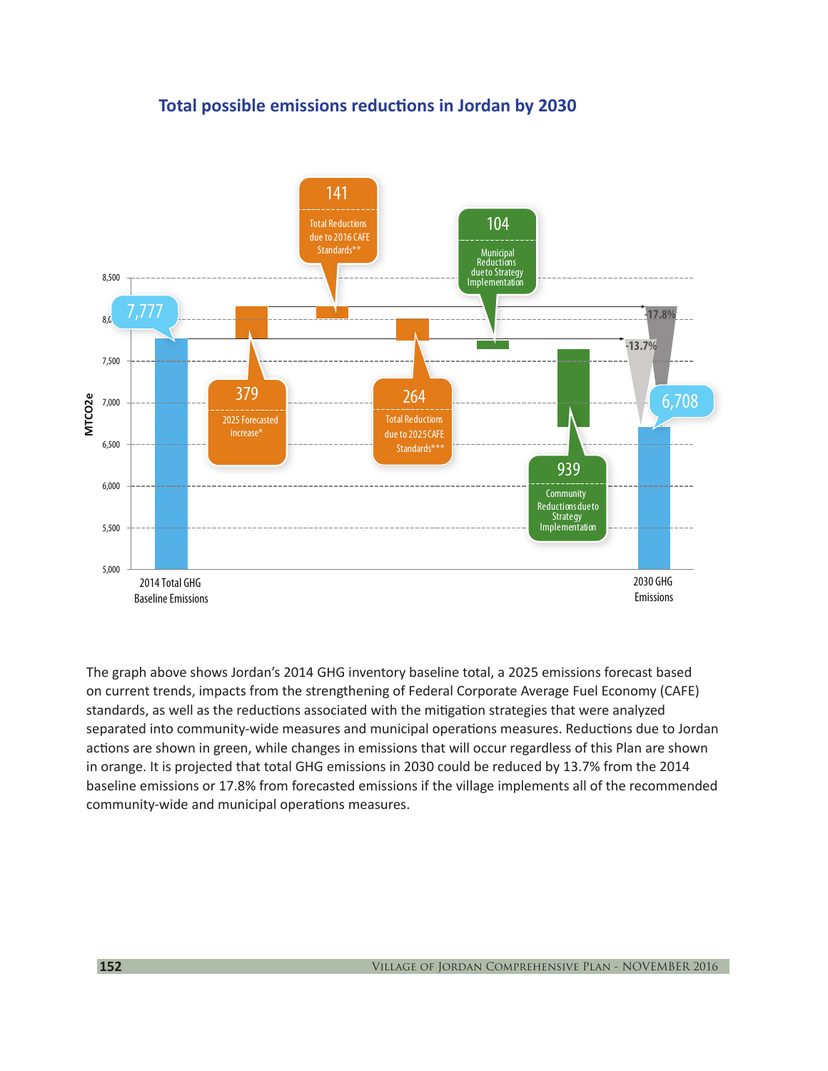## Total possible emissions reductions in Jordan by 2030

MTCO2e

- 2014 Total GHG Baseline Emissions: 7,777
- 379 — 2025 Forecasted increase*
- 141 — Total Reductions due to 2016 CAFE Standards**
- 264 — Total Reductions due to 2025 CAFE Standards***
- 104 — Municipal Reductions due to Strategy Implementation
- 939 — Community Reductions due to Strategy Implementation
- 2030 GHG Emissions: 6,708
- -13.7%
- -17.8%

The graph above shows Jordan's 2014 GHG inventory baseline total, a 2025 emissions forecast based on current trends, impacts from the strengthening of Federal Corporate Average Fuel Economy (CAFE) standards, as well as the reductions associated with the mitigation strategies that were analyzed separated into community-wide measures and municipal operations measures. Reductions due to Jordan actions are shown in green, while changes in emissions that will occur regardless of this Plan are shown in orange. It is projected that total GHG emissions in 2030 could be reduced by 13.7% from the 2014 baseline emissions or 17.8% from forecasted emissions if the village implements all of the recommended community-wide and municipal operations measures.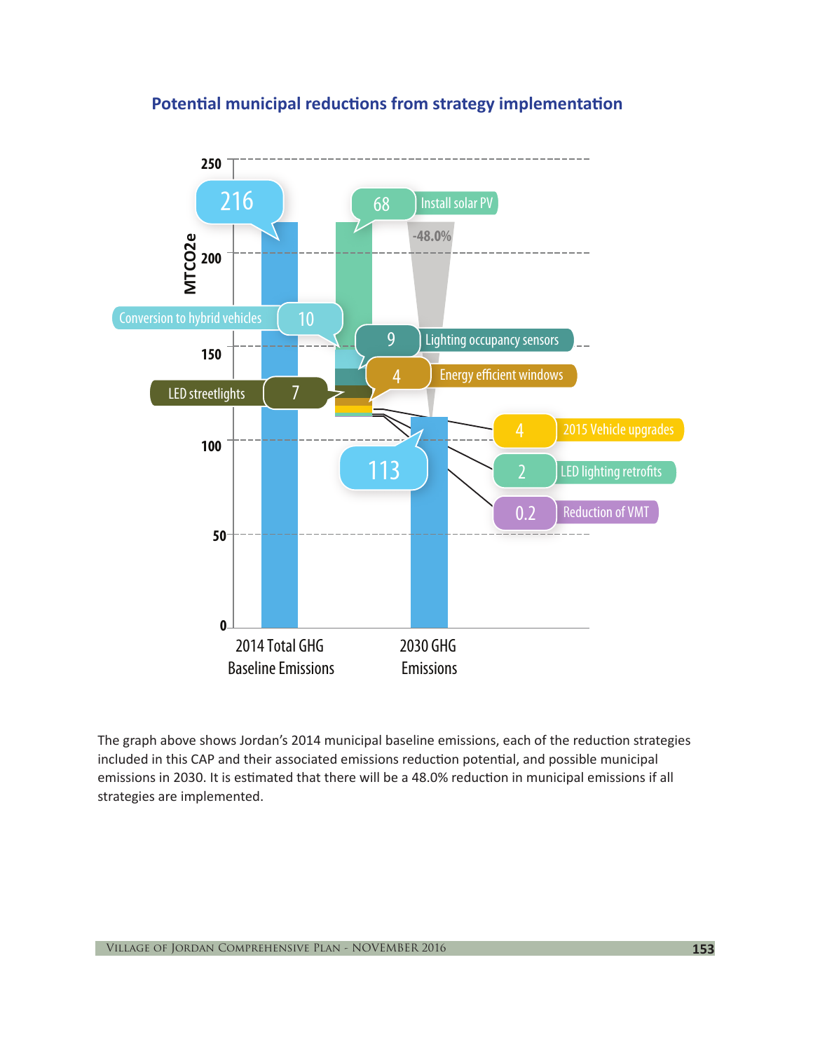## Potential municipal reductions from strategy implementation

| Category | MTCO2e |
|---|---|
| 2014 Total GHG Baseline Emissions | 216 |
| Install solar PV | 68 |
| Conversion to hybrid vehicles | 10 |
| Lighting occupancy sensors | 9 |
| LED streetlights | 7 |
| Energy efficient windows | 4 |
| 2015 Vehicle upgrades | 4 |
| LED lighting retrofits | 2 |
| Reduction of VMT | 0.2 |
| 2030 GHG Emissions | 113 |

-48.0%

The graph above shows Jordan's 2014 municipal baseline emissions, each of the reduction strategies included in this CAP and their associated emissions reduction potential, and possible municipal emissions in 2030. It is estimated that there will be a 48.0% reduction in municipal emissions if all strategies are implemented.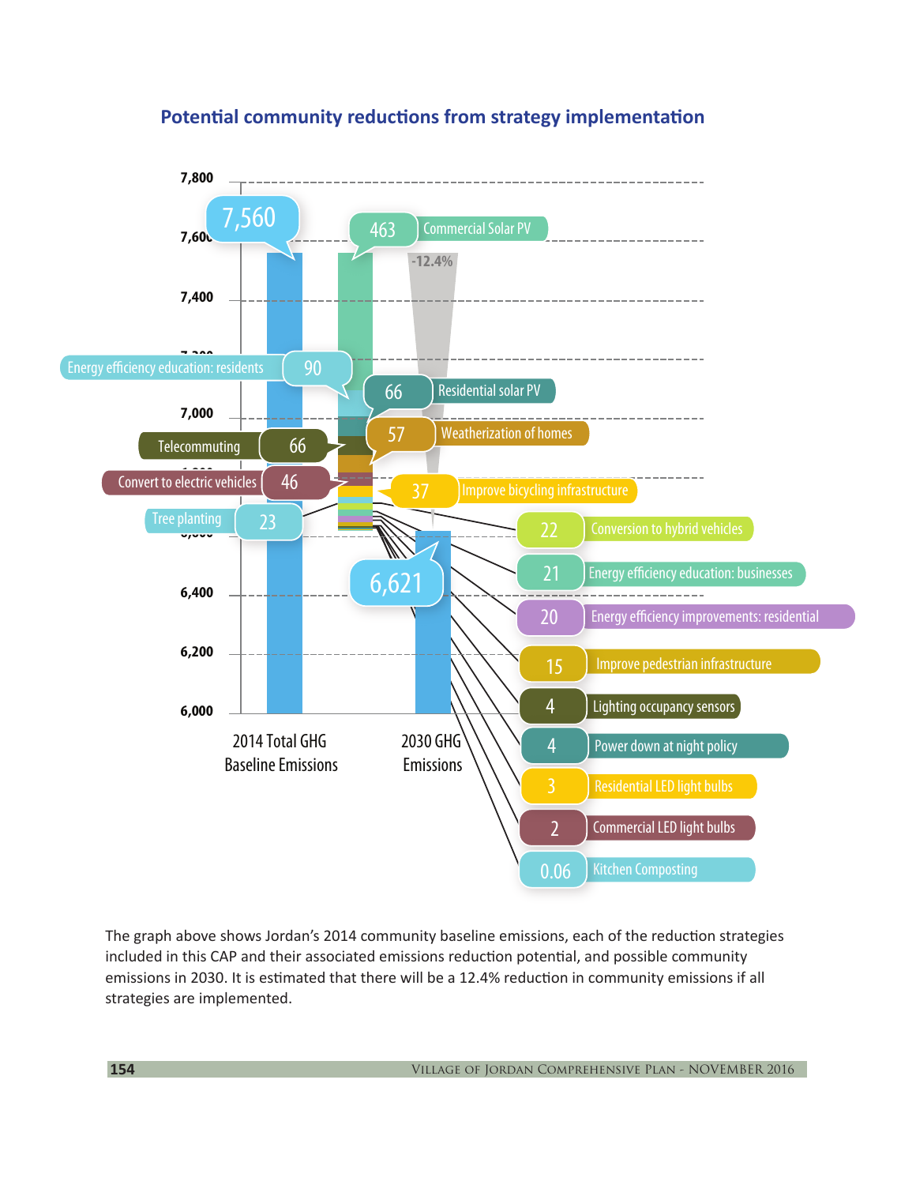## Potential community reductions from strategy implementation

| Category | Value |
|---|---|
| 2014 Total GHG Baseline Emissions | 7,560 |
| Commercial Solar PV | 463 |
| Energy efficiency education: residents | 90 |
| Residential solar PV | 66 |
| Telecommuting | 66 |
| Weatherization of homes | 57 |
| Convert to electric vehicles | 46 |
| Improve bicycling infrastructure | 37 |
| Tree planting | 23 |
| Conversion to hybrid vehicles | 22 |
| Energy efficiency education: businesses | 21 |
| Energy efficiency improvements: residential | 20 |
| Improve pedestrian infrastructure | 15 |
| Lighting occupancy sensors | 4 |
| Power down at night policy | 4 |
| Residential LED light bulbs | 3 |
| Commercial LED light bulbs | 2 |
| Kitchen Composting | 0.06 |
| 2030 GHG Emissions | 6,621 |

-12.4%

The graph above shows Jordan's 2014 community baseline emissions, each of the reduction strategies included in this CAP and their associated emissions reduction potential, and possible community emissions in 2030. It is estimated that there will be a 12.4% reduction in community emissions if all strategies are implemented.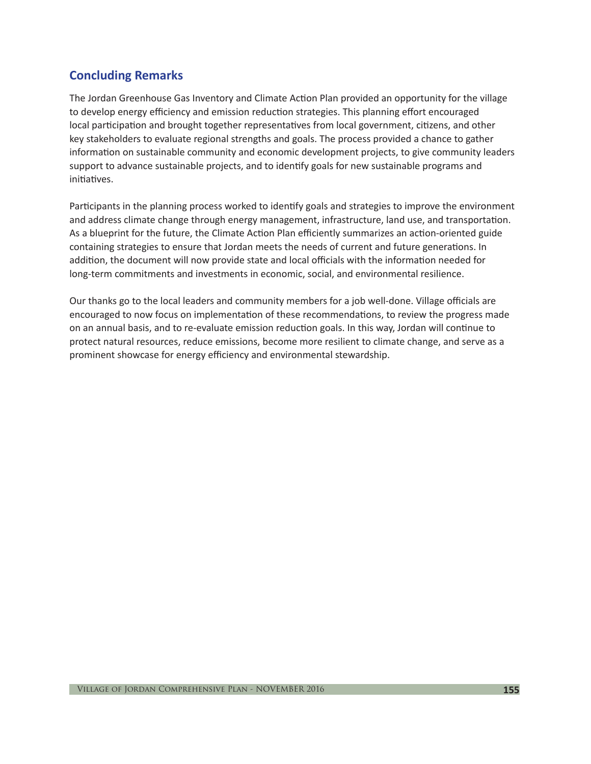## Concluding Remarks

The Jordan Greenhouse Gas Inventory and Climate Action Plan provided an opportunity for the village to develop energy efficiency and emission reduction strategies. This planning effort encouraged local participation and brought together representatives from local government, citizens, and other key stakeholders to evaluate regional strengths and goals. The process provided a chance to gather information on sustainable community and economic development projects, to give community leaders support to advance sustainable projects, and to identify goals for new sustainable programs and initiatives.

Participants in the planning process worked to identify goals and strategies to improve the environment and address climate change through energy management, infrastructure, land use, and transportation. As a blueprint for the future, the Climate Action Plan efficiently summarizes an action-oriented guide containing strategies to ensure that Jordan meets the needs of current and future generations. In addition, the document will now provide state and local officials with the information needed for long-term commitments and investments in economic, social, and environmental resilience.

Our thanks go to the local leaders and community members for a job well-done. Village officials are encouraged to now focus on implementation of these recommendations, to review the progress made on an annual basis, and to re-evaluate emission reduction goals. In this way, Jordan will continue to protect natural resources, reduce emissions, become more resilient to climate change, and serve as a prominent showcase for energy efficiency and environmental stewardship.